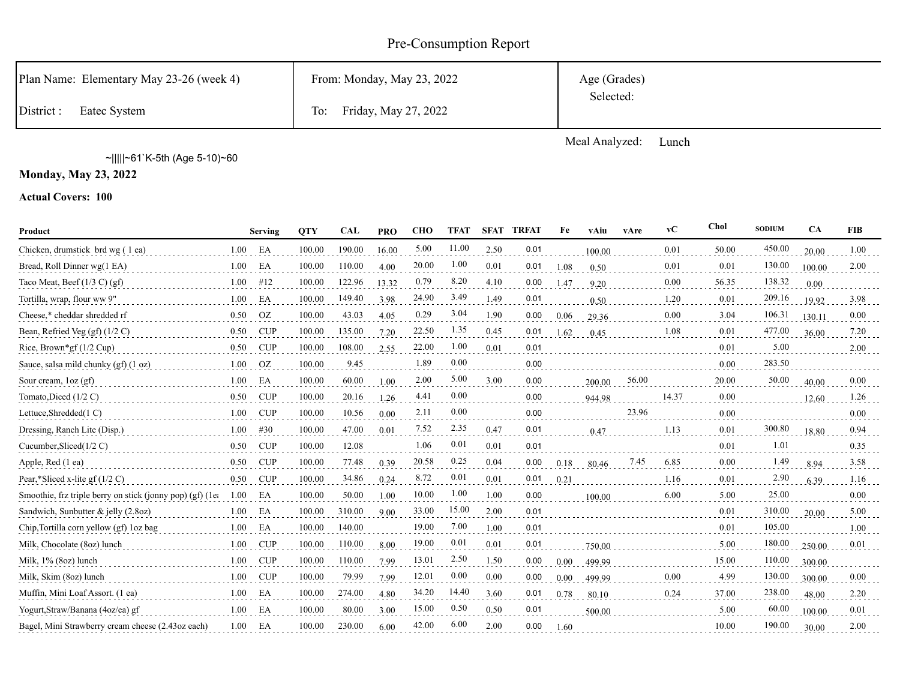# Pre-Consumption Report

| Plan Name: Elementary May 23-26 (week 4) | From: Monday, May 23, 2022 | Age (Grades) Selected: |
|---|---|---|
| District : Eatec System | To: Friday, May 27, 2022 | |

Meal Analyzed: Lunch

~|||||~61`K-5th (Age 5-10)~60

**Monday, May 23, 2022**

**Actual Covers: 100**

| Product | Serving | | QTY | CAL | PRO | CHO | TFAT | SFAT | TRFAT | Fe | vAiu | vAre | vC | Chol | SODIUM | CA | FIB |
|---|---|---|---|---|---|---|---|---|---|---|---|---|---|---|---|---|---|
| Chicken, drumstick brd wg ( 1 ea) | 1.00 | EA | 100.00 | 190.00 | 16.00 | 5.00 | 11.00 | 2.50 | 0.01 | | 100.00 | | 0.01 | 50.00 | 450.00 | 20.00 | 1.00 |
| Bread, Roll Dinner wg(1 EA) | 1.00 | EA | 100.00 | 110.00 | 4.00 | 20.00 | 1.00 | 0.01 | 0.01 | 1.08 | 0.50 | | 0.01 | 0.01 | 130.00 | 100.00 | 2.00 |
| Taco Meat, Beef (1/3 C) (gf) | 1.00 | #12 | 100.00 | 122.96 | 13.32 | 0.79 | 8.20 | 4.10 | 0.00 | 1.47 | 9.20 | | 0.00 | 56.35 | 138.32 | 0.00 | |
| Tortilla, wrap, flour ww 9" | 1.00 | EA | 100.00 | 149.40 | 3.98 | 24.90 | 3.49 | 1.49 | 0.01 | | 0.50 | | 1.20 | 0.01 | 209.16 | 19.92 | 3.98 |
| Cheese,* cheddar shredded rf | 0.50 | OZ | 100.00 | 43.03 | 4.05 | 0.29 | 3.04 | 1.90 | 0.00 | 0.06 | 29.36 | | 0.00 | 3.04 | 106.31 | 130.11 | 0.00 |
| Bean, Refried Veg (gf) (1/2 C) | 0.50 | CUP | 100.00 | 135.00 | 7.20 | 22.50 | 1.35 | 0.45 | 0.01 | 1.62 | 0.45 | | 1.08 | 0.01 | 477.00 | 36.00 | 7.20 |
| Rice, Brown*gf (1/2 Cup) | 0.50 | CUP | 100.00 | 108.00 | 2.55 | 22.00 | 1.00 | 0.01 | 0.01 | | | | | 0.01 | 5.00 | | 2.00 |
| Sauce, salsa mild chunky (gf) (1 oz) | 1.00 | OZ | 100.00 | 9.45 | | 1.89 | 0.00 | | 0.00 | | | | | 0.00 | 283.50 | | |
| Sour cream, 1oz (gf) | 1.00 | EA | 100.00 | 60.00 | 1.00 | 2.00 | 5.00 | 3.00 | 0.00 | | 200.00 | 56.00 | | 20.00 | 50.00 | 40.00 | 0.00 |
| Tomato,Diced (1/2 C) | 0.50 | CUP | 100.00 | 20.16 | 1.26 | 4.41 | 0.00 | | 0.00 | | 944.98 | | 14.37 | 0.00 | | 12.60 | 1.26 |
| Lettuce,Shredded(1 C) | 1.00 | CUP | 100.00 | 10.56 | 0.00 | 2.11 | 0.00 | | 0.00 | | | 23.96 | | 0.00 | | | 0.00 |
| Dressing, Ranch Lite (Disp.) | 1.00 | #30 | 100.00 | 47.00 | 0.01 | 7.52 | 2.35 | 0.47 | 0.01 | | 0.47 | | 1.13 | 0.01 | 300.80 | 18.80 | 0.94 |
| Cucumber,Sliced(1/2 C) | 0.50 | CUP | 100.00 | 12.08 | | 1.06 | 0.01 | 0.01 | 0.01 | | | | | 0.01 | 1.01 | | 0.35 |
| Apple, Red (1 ea) | 0.50 | CUP | 100.00 | 77.48 | 0.39 | 20.58 | 0.25 | 0.04 | 0.00 | 0.18 | 80.46 | 7.45 | 6.85 | 0.00 | 1.49 | 8.94 | 3.58 |
| Pear,*Sliced x-lite gf (1/2 C) | 0.50 | CUP | 100.00 | 34.86 | 0.24 | 8.72 | 0.01 | 0.01 | 0.01 | 0.21 | | | 1.16 | 0.01 | 2.90 | 6.39 | 1.16 |
| Smoothie, frz triple berry on stick (jonny pop) (gf) (1ea | 1.00 | EA | 100.00 | 50.00 | 1.00 | 10.00 | 1.00 | 1.00 | 0.00 | | 100.00 | | 6.00 | 5.00 | 25.00 | | 0.00 |
| Sandwich, Sunbutter & jelly (2.8oz) | 1.00 | EA | 100.00 | 310.00 | 9.00 | 33.00 | 15.00 | 2.00 | 0.01 | | | | | 0.01 | 310.00 | 20.00 | 5.00 |
| Chip,Tortilla corn yellow (gf) 1oz bag | 1.00 | EA | 100.00 | 140.00 | | 19.00 | 7.00 | 1.00 | 0.01 | | | | | 0.01 | 105.00 | | 1.00 |
| Milk, Chocolate (8oz) lunch | 1.00 | CUP | 100.00 | 110.00 | 8.00 | 19.00 | 0.01 | 0.01 | 0.01 | | 750.00 | | | 5.00 | 180.00 | 250.00 | 0.01 |
| Milk, 1% (8oz) lunch | 1.00 | CUP | 100.00 | 110.00 | 7.99 | 13.01 | 2.50 | 1.50 | 0.00 | 0.00 | 499.99 | | | 15.00 | 110.00 | 300.00 | |
| Milk, Skim (8oz) lunch | 1.00 | CUP | 100.00 | 79.99 | 7.99 | 12.01 | 0.00 | 0.00 | 0.00 | 0.00 | 499.99 | | 0.00 | 4.99 | 130.00 | 300.00 | 0.00 |
| Muffin, Mini Loaf Assort. (1 ea) | 1.00 | EA | 100.00 | 274.00 | 4.80 | 34.20 | 14.40 | 3.60 | 0.01 | 0.78 | 80.10 | | 0.24 | 37.00 | 238.00 | 48.00 | 2.20 |
| Yogurt,Straw/Banana (4oz/ea) gf | 1.00 | EA | 100.00 | 80.00 | 3.00 | 15.00 | 0.50 | 0.50 | 0.01 | | 500.00 | | | 5.00 | 60.00 | 100.00 | 0.01 |
| Bagel, Mini Strawberry cream cheese (2.43oz each) | 1.00 | EA | 100.00 | 230.00 | 6.00 | 42.00 | 6.00 | 2.00 | 0.00 | 1.60 | | | | 10.00 | 190.00 | 30.00 | 2.00 |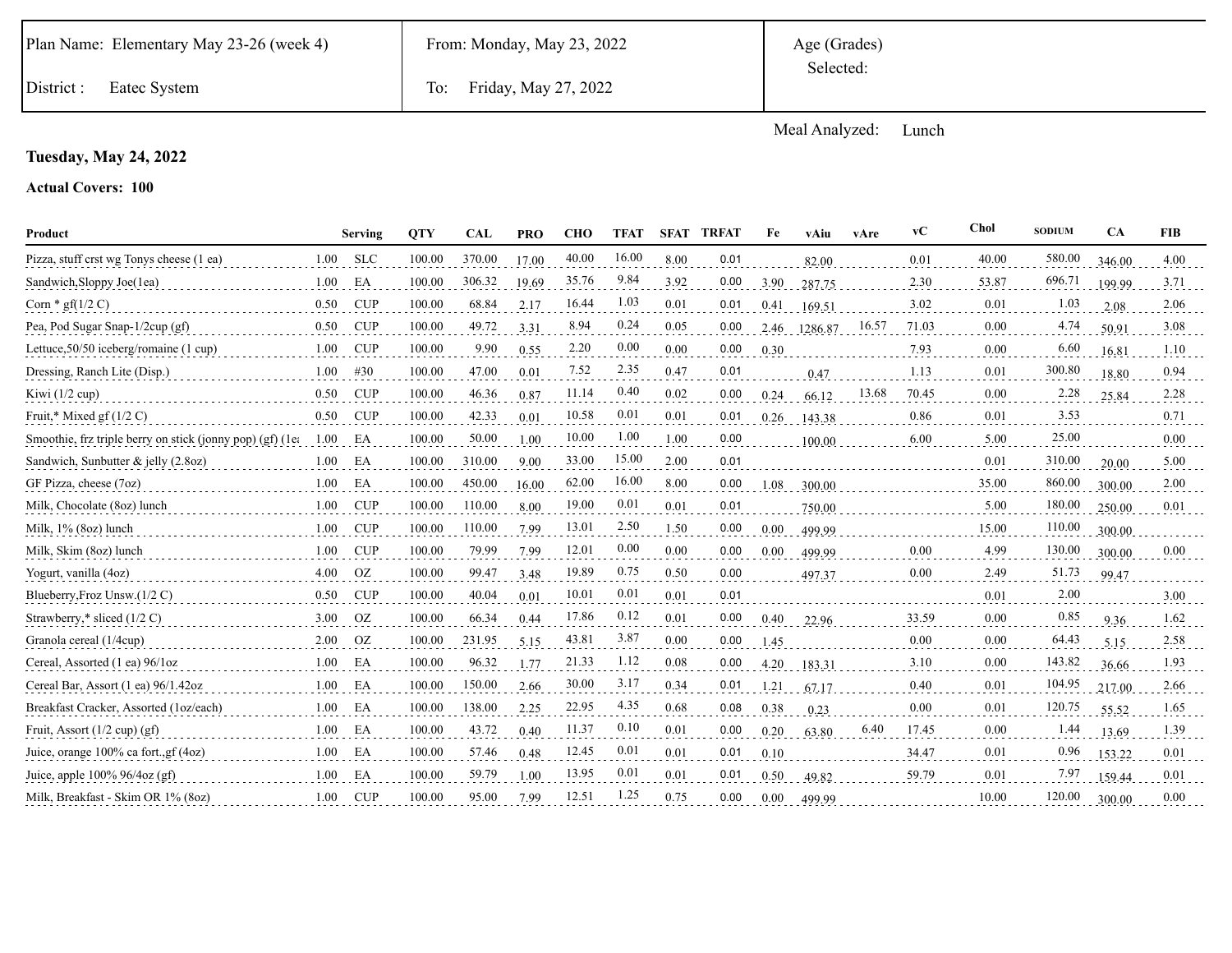| Plan Name: Elementary May 23-26 (week 4) | From: Monday, May 23, 2022 | Age (Grades) Selected: |
|---|---|---|
| District : Eatec System | To: Friday, May 27, 2022 | |

Meal Analyzed: Lunch

**Tuesday, May 24, 2022**

**Actual Covers: 100**

| Product | Serving | | QTY | CAL | PRO | CHO | TFAT | SFAT | TRFAT | Fe | vAiu | vAre | vC | Chol | SODIUM | CA | FIB |
|---|---|---|---|---|---|---|---|---|---|---|---|---|---|---|---|---|---|
| Pizza, stuff crst wg Tonys cheese (1 ea) | 1.00 | SLC | 100.00 | 370.00 | 17.00 | 40.00 | 16.00 | 8.00 | 0.01 | | 82.00 | | 0.01 | 40.00 | 580.00 | 346.00 | 4.00 |
| Sandwich,Sloppy Joe(1ea) | 1.00 | EA | 100.00 | 306.32 | 19.69 | 35.76 | 9.84 | 3.92 | 0.00 | 3.90 | 287.75 | | 2.30 | 53.87 | 696.71 | 199.99 | 3.71 |
| Corn * gf(1/2 C) | 0.50 | CUP | 100.00 | 68.84 | 2.17 | 16.44 | 1.03 | 0.01 | 0.01 | 0.41 | 169.51 | | 3.02 | 0.01 | 1.03 | 2.08 | 2.06 |
| Pea, Pod Sugar Snap-1/2cup (gf) | 0.50 | CUP | 100.00 | 49.72 | 3.31 | 8.94 | 0.24 | 0.05 | 0.00 | 2.46 | 1286.87 | 16.57 | 71.03 | 0.00 | 4.74 | 50.91 | 3.08 |
| Lettuce,50/50 iceberg/romaine (1 cup) | 1.00 | CUP | 100.00 | 9.90 | 0.55 | 2.20 | 0.00 | 0.00 | 0.00 | 0.30 | | | 7.93 | 0.00 | 6.60 | 16.81 | 1.10 |
| Dressing, Ranch Lite (Disp.) | 1.00 | #30 | 100.00 | 47.00 | 0.01 | 7.52 | 2.35 | 0.47 | 0.01 | | 0.47 | | 1.13 | 0.01 | 300.80 | 18.80 | 0.94 |
| Kiwi (1/2 cup) | 0.50 | CUP | 100.00 | 46.36 | 0.87 | 11.14 | 0.40 | 0.02 | 0.00 | 0.24 | 66.12 | 13.68 | 70.45 | 0.00 | 2.28 | 25.84 | 2.28 |
| Fruit,* Mixed gf (1/2 C) | 0.50 | CUP | 100.00 | 42.33 | 0.01 | 10.58 | 0.01 | 0.01 | 0.01 | 0.26 | 143.38 | | 0.86 | 0.01 | 3.53 | | 0.71 |
| Smoothie, frz triple berry on stick (jonny pop) (gf) (1ea | 1.00 | EA | 100.00 | 50.00 | 1.00 | 10.00 | 1.00 | 1.00 | 0.00 | | 100.00 | | 6.00 | 5.00 | 25.00 | | 0.00 |
| Sandwich, Sunbutter & jelly (2.8oz) | 1.00 | EA | 100.00 | 310.00 | 9.00 | 33.00 | 15.00 | 2.00 | 0.01 | | | | | 0.01 | 310.00 | 20.00 | 5.00 |
| GF Pizza, cheese (7oz) | 1.00 | EA | 100.00 | 450.00 | 16.00 | 62.00 | 16.00 | 8.00 | 0.00 | 1.08 | 300.00 | | | 35.00 | 860.00 | 300.00 | 2.00 |
| Milk, Chocolate (8oz) lunch | 1.00 | CUP | 100.00 | 110.00 | 8.00 | 19.00 | 0.01 | 0.01 | 0.01 | | 750.00 | | | 5.00 | 180.00 | 250.00 | 0.01 |
| Milk, 1% (8oz) lunch | 1.00 | CUP | 100.00 | 110.00 | 7.99 | 13.01 | 2.50 | 1.50 | 0.00 | 0.00 | 499.99 | | | 15.00 | 110.00 | 300.00 | |
| Milk, Skim (8oz) lunch | 1.00 | CUP | 100.00 | 79.99 | 7.99 | 12.01 | 0.00 | 0.00 | 0.00 | 0.00 | 499.99 | | 0.00 | 4.99 | 130.00 | 300.00 | 0.00 |
| Yogurt, vanilla (4oz) | 4.00 | OZ | 100.00 | 99.47 | 3.48 | 19.89 | 0.75 | 0.50 | 0.00 | | 497.37 | | 0.00 | 2.49 | 51.73 | 99.47 | |
| Blueberry,Froz Unsw.(1/2 C) | 0.50 | CUP | 100.00 | 40.04 | 0.01 | 10.01 | 0.01 | 0.01 | 0.01 | | | | | 0.01 | 2.00 | | 3.00 |
| Strawberry,* sliced (1/2 C) | 3.00 | OZ | 100.00 | 66.34 | 0.44 | 17.86 | 0.12 | 0.01 | 0.00 | 0.40 | 22.96 | | 33.59 | 0.00 | 0.85 | 9.36 | 1.62 |
| Granola cereal (1/4cup) | 2.00 | OZ | 100.00 | 231.95 | 5.15 | 43.81 | 3.87 | 0.00 | 0.00 | 1.45 | | | 0.00 | 0.00 | 64.43 | 5.15 | 2.58 |
| Cereal, Assorted (1 ea) 96/1oz | 1.00 | EA | 100.00 | 96.32 | 1.77 | 21.33 | 1.12 | 0.08 | 0.00 | 4.20 | 183.31 | | 3.10 | 0.00 | 143.82 | 36.66 | 1.93 |
| Cereal Bar, Assort (1 ea) 96/1.42oz | 1.00 | EA | 100.00 | 150.00 | 2.66 | 30.00 | 3.17 | 0.34 | 0.01 | 1.21 | 67.17 | | 0.40 | 0.01 | 104.95 | 217.00 | 2.66 |
| Breakfast Cracker, Assorted (1oz/each) | 1.00 | EA | 100.00 | 138.00 | 2.25 | 22.95 | 4.35 | 0.68 | 0.08 | 0.38 | 0.23 | | 0.00 | 0.01 | 120.75 | 55.52 | 1.65 |
| Fruit, Assort (1/2 cup) (gf) | 1.00 | EA | 100.00 | 43.72 | 0.40 | 11.37 | 0.10 | 0.01 | 0.00 | 0.20 | 63.80 | 6.40 | 17.45 | 0.00 | 1.44 | 13.69 | 1.39 |
| Juice, orange 100% ca fort.,gf (4oz) | 1.00 | EA | 100.00 | 57.46 | 0.48 | 12.45 | 0.01 | 0.01 | 0.01 | 0.10 | | | 34.47 | 0.01 | 0.96 | 153.22 | 0.01 |
| Juice, apple 100% 96/4oz (gf) | 1.00 | EA | 100.00 | 59.79 | 1.00 | 13.95 | 0.01 | 0.01 | 0.01 | 0.50 | 49.82 | | 59.79 | 0.01 | 7.97 | 159.44 | 0.01 |
| Milk, Breakfast - Skim OR 1% (8oz) | 1.00 | CUP | 100.00 | 95.00 | 7.99 | 12.51 | 1.25 | 0.75 | 0.00 | 0.00 | 499.99 | | | 10.00 | 120.00 | 300.00 | 0.00 |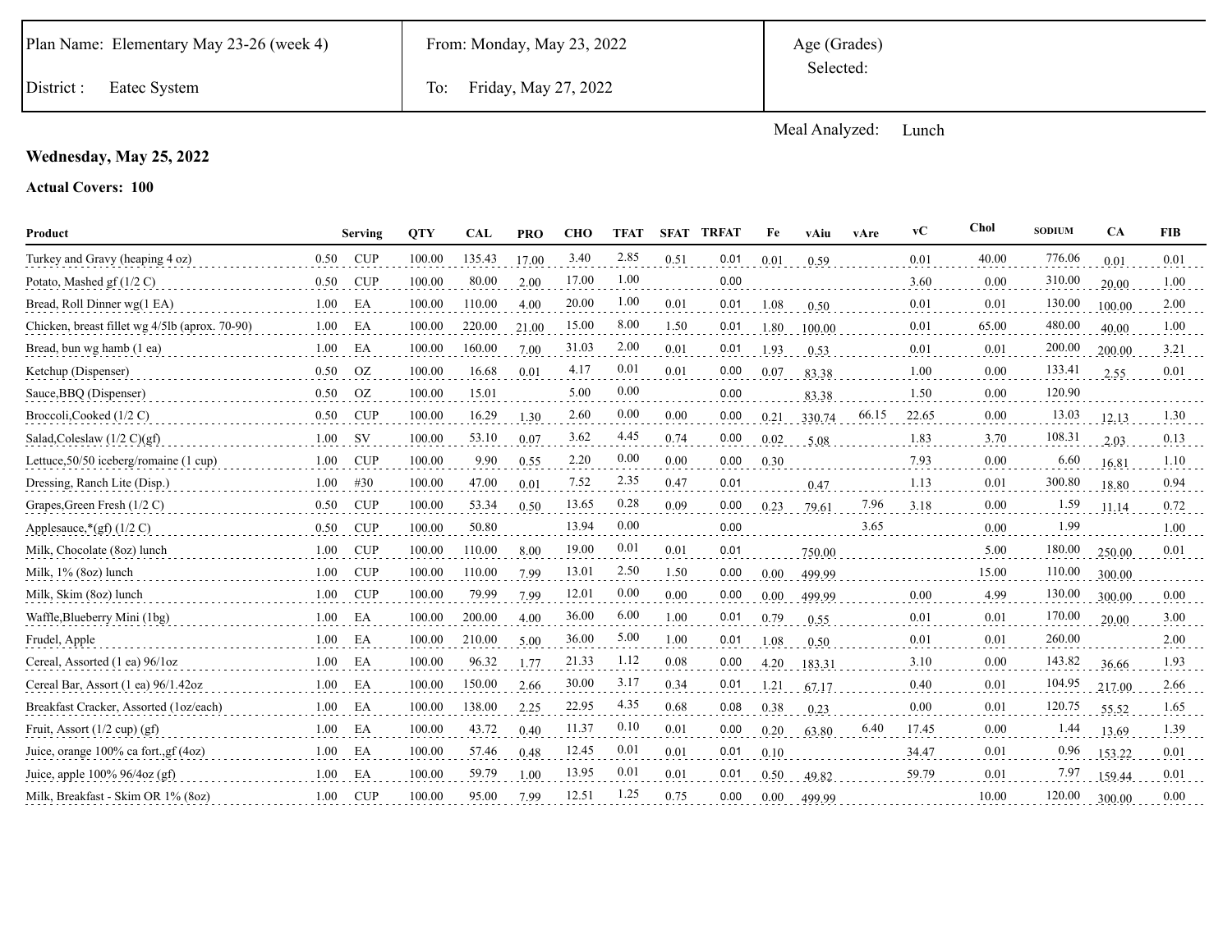| Plan Name: Elementary May 23-26 (week 4) | From: Monday, May 23, 2022 | Age (Grades) Selected: |
|---|---|---|
| District : Eatec System | To: Friday, May 27, 2022 | |

Meal Analyzed: Lunch

**Wednesday, May 25, 2022**

**Actual Covers: 100**

| Product | | Serving | QTY | CAL | PRO | CHO | TFAT | SFAT | TRFAT | Fe | vAiu | vAre | vC | Chol | SODIUM | CA | FIB |
|---|---|---|---|---|---|---|---|---|---|---|---|---|---|---|---|---|---|
| Turkey and Gravy (heaping 4 oz) | 0.50 | CUP | 100.00 | 135.43 | 17.00 | 3.40 | 2.85 | 0.51 | 0.01 | 0.01 | 0.59 | | 0.01 | 40.00 | 776.06 | 0.01 | 0.01 |
| Potato, Mashed gf (1/2 C) | 0.50 | CUP | 100.00 | 80.00 | 2.00 | 17.00 | 1.00 | | 0.00 | | | | 3.60 | 0.00 | 310.00 | 20.00 | 1.00 |
| Bread, Roll Dinner wg(1 EA) | 1.00 | EA | 100.00 | 110.00 | 4.00 | 20.00 | 1.00 | 0.01 | 0.01 | 1.08 | 0.50 | | 0.01 | 0.01 | 130.00 | 100.00 | 2.00 |
| Chicken, breast fillet wg 4/5lb (aprox. 70-90) | 1.00 | EA | 100.00 | 220.00 | 21.00 | 15.00 | 8.00 | 1.50 | 0.01 | 1.80 | 100.00 | | 0.01 | 65.00 | 480.00 | 40.00 | 1.00 |
| Bread, bun wg hamb (1 ea) | 1.00 | EA | 100.00 | 160.00 | 7.00 | 31.03 | 2.00 | 0.01 | 0.01 | 1.93 | 0.53 | | 0.01 | 0.01 | 200.00 | 200.00 | 3.21 |
| Ketchup (Dispenser) | 0.50 | OZ | 100.00 | 16.68 | 0.01 | 4.17 | 0.01 | 0.01 | 0.00 | 0.07 | 83.38 | | 1.00 | 0.00 | 133.41 | 2.55 | 0.01 |
| Sauce,BBQ (Dispenser) | 0.50 | OZ | 100.00 | 15.01 | | 5.00 | 0.00 | | 0.00 | | 83.38 | | 1.50 | 0.00 | 120.90 | | |
| Broccoli,Cooked (1/2 C) | 0.50 | CUP | 100.00 | 16.29 | 1.30 | 2.60 | 0.00 | 0.00 | 0.00 | 0.21 | 330.74 | 66.15 | 22.65 | 0.00 | 13.03 | 12.13 | 1.30 |
| Salad,Coleslaw (1/2 C)(gf) | 1.00 | SV | 100.00 | 53.10 | 0.07 | 3.62 | 4.45 | 0.74 | 0.00 | 0.02 | 5.08 | | 1.83 | 3.70 | 108.31 | 2.03 | 0.13 |
| Lettuce,50/50 iceberg/romaine (1 cup) | 1.00 | CUP | 100.00 | 9.90 | 0.55 | 2.20 | 0.00 | 0.00 | 0.00 | 0.30 | | | 7.93 | 0.00 | 6.60 | 16.81 | 1.10 |
| Dressing, Ranch Lite (Disp.) | 1.00 | #30 | 100.00 | 47.00 | 0.01 | 7.52 | 2.35 | 0.47 | 0.01 | | 0.47 | | 1.13 | 0.01 | 300.80 | 18.80 | 0.94 |
| Grapes,Green Fresh (1/2 C) | 0.50 | CUP | 100.00 | 53.34 | 0.50 | 13.65 | 0.28 | 0.09 | 0.00 | 0.23 | 79.61 | 7.96 | 3.18 | 0.00 | 1.59 | 11.14 | 0.72 |
| Applesauce,*(gf) (1/2 C) | 0.50 | CUP | 100.00 | 50.80 | | 13.94 | 0.00 | | 0.00 | | | 3.65 | | 0.00 | 1.99 | | 1.00 |
| Milk, Chocolate (8oz) lunch | 1.00 | CUP | 100.00 | 110.00 | 8.00 | 19.00 | 0.01 | 0.01 | 0.01 | | 750.00 | | | 5.00 | 180.00 | 250.00 | 0.01 |
| Milk, 1% (8oz) lunch | 1.00 | CUP | 100.00 | 110.00 | 7.99 | 13.01 | 2.50 | 1.50 | 0.00 | 0.00 | 499.99 | | | 15.00 | 110.00 | 300.00 | |
| Milk, Skim (8oz) lunch | 1.00 | CUP | 100.00 | 79.99 | 7.99 | 12.01 | 0.00 | 0.00 | 0.00 | 0.00 | 499.99 | | 0.00 | 4.99 | 130.00 | 300.00 | 0.00 |
| Waffle,Blueberry Mini (1bg) | 1.00 | EA | 100.00 | 200.00 | 4.00 | 36.00 | 6.00 | 1.00 | 0.01 | 0.79 | 0.55 | | 0.01 | 0.01 | 170.00 | 20.00 | 3.00 |
| Frudel, Apple | 1.00 | EA | 100.00 | 210.00 | 5.00 | 36.00 | 5.00 | 1.00 | 0.01 | 1.08 | 0.50 | | 0.01 | 0.01 | 260.00 | | 2.00 |
| Cereal, Assorted (1 ea) 96/1oz | 1.00 | EA | 100.00 | 96.32 | 1.77 | 21.33 | 1.12 | 0.08 | 0.00 | 4.20 | 183.31 | | 3.10 | 0.00 | 143.82 | 36.66 | 1.93 |
| Cereal Bar, Assort (1 ea) 96/1.42oz | 1.00 | EA | 100.00 | 150.00 | 2.66 | 30.00 | 3.17 | 0.34 | 0.01 | 1.21 | 67.17 | | 0.40 | 0.01 | 104.95 | 217.00 | 2.66 |
| Breakfast Cracker, Assorted (1oz/each) | 1.00 | EA | 100.00 | 138.00 | 2.25 | 22.95 | 4.35 | 0.68 | 0.08 | 0.38 | 0.23 | | 0.00 | 0.01 | 120.75 | 55.52 | 1.65 |
| Fruit, Assort (1/2 cup) (gf) | 1.00 | EA | 100.00 | 43.72 | 0.40 | 11.37 | 0.10 | 0.01 | 0.00 | 0.20 | 63.80 | 6.40 | 17.45 | 0.00 | 1.44 | 13.69 | 1.39 |
| Juice, orange 100% ca fort.,gf (4oz) | 1.00 | EA | 100.00 | 57.46 | 0.48 | 12.45 | 0.01 | 0.01 | 0.01 | 0.10 | | | 34.47 | 0.01 | 0.96 | 153.22 | 0.01 |
| Juice, apple 100% 96/4oz (gf) | 1.00 | EA | 100.00 | 59.79 | 1.00 | 13.95 | 0.01 | 0.01 | 0.01 | 0.50 | 49.82 | | 59.79 | 0.01 | 7.97 | 159.44 | 0.01 |
| Milk, Breakfast - Skim OR 1% (8oz) | 1.00 | CUP | 100.00 | 95.00 | 7.99 | 12.51 | 1.25 | 0.75 | 0.00 | 0.00 | 499.99 | | | 10.00 | 120.00 | 300.00 | 0.00 |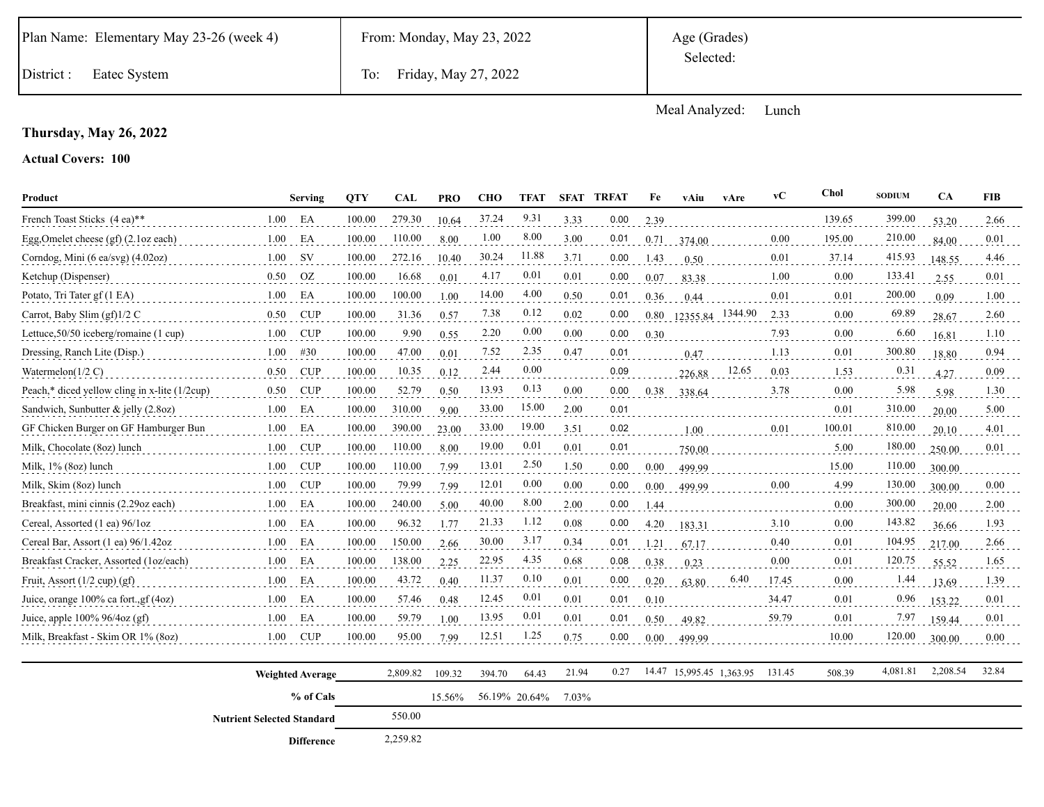| | | |
|---|---|---|
| Plan Name: Elementary May 23-26 (week 4) | From: Monday, May 23, 2022 | Age (Grades) Selected: |
| District : Eatec System | To: Friday, May 27, 2022 | |

Meal Analyzed: Lunch

**Thursday, May 26, 2022**

**Actual Covers: 100**

| Product | Serving | | QTY | CAL | PRO | CHO | TFAT | SFAT | TRFAT | Fe | vAiu | vAre | vC | Chol | SODIUM | CA | FIB |
|---|---|---|---|---|---|---|---|---|---|---|---|---|---|---|---|---|---|
| French Toast Sticks (4 ea)** | 1.00 | EA | 100.00 | 279.30 | 10.64 | 37.24 | 9.31 | 3.33 | 0.00 | 2.39 | | | | 139.65 | 399.00 | 53.20 | 2.66 |
| Egg,Omelet cheese (gf) (2.1oz each) | 1.00 | EA | 100.00 | 110.00 | 8.00 | 1.00 | 8.00 | 3.00 | 0.01 | 0.71 | 374.00 | | 0.00 | 195.00 | 210.00 | 84.00 | 0.01 |
| Corndog, Mini (6 ea/svg) (4.02oz) | 1.00 | SV | 100.00 | 272.16 | 10.40 | 30.24 | 11.88 | 3.71 | 0.00 | 1.43 | 0.50 | | 0.01 | 37.14 | 415.93 | 148.55 | 4.46 |
| Ketchup (Dispenser) | 0.50 | OZ | 100.00 | 16.68 | 0.01 | 4.17 | 0.01 | 0.01 | 0.00 | 0.07 | 83.38 | | 1.00 | 0.00 | 133.41 | 2.55 | 0.01 |
| Potato, Tri Tater gf (1 EA) | 1.00 | EA | 100.00 | 100.00 | 1.00 | 14.00 | 4.00 | 0.50 | 0.01 | 0.36 | 0.44 | | 0.01 | 0.01 | 200.00 | 0.09 | 1.00 |
| Carrot, Baby Slim (gf)1/2 C | 0.50 | CUP | 100.00 | 31.36 | 0.57 | 7.38 | 0.12 | 0.02 | 0.00 | 0.80 | 12355.84 | 1344.90 | 2.33 | 0.00 | 69.89 | 28.67 | 2.60 |
| Lettuce,50/50 iceberg/romaine (1 cup) | 1.00 | CUP | 100.00 | 9.90 | 0.55 | 2.20 | 0.00 | 0.00 | 0.00 | 0.30 | | | 7.93 | 0.00 | 6.60 | 16.81 | 1.10 |
| Dressing, Ranch Lite (Disp.) | 1.00 | #30 | 100.00 | 47.00 | 0.01 | 7.52 | 2.35 | 0.47 | 0.01 | | 0.47 | | 1.13 | 0.01 | 300.80 | 18.80 | 0.94 |
| Watermelon(1/2 C) | 0.50 | CUP | 100.00 | 10.35 | 0.12 | 2.44 | 0.00 | | 0.09 | | 226.88 | 12.65 | 0.03 | 1.53 | 0.31 | 4.27 | 0.09 |
| Peach,* diced yellow cling in x-lite (1/2cup) | 0.50 | CUP | 100.00 | 52.79 | 0.50 | 13.93 | 0.13 | 0.00 | 0.00 | 0.38 | 338.64 | | 3.78 | 0.00 | 5.98 | 5.98 | 1.30 |
| Sandwich, Sunbutter & jelly (2.8oz) | 1.00 | EA | 100.00 | 310.00 | 9.00 | 33.00 | 15.00 | 2.00 | 0.01 | | | | | 0.01 | 310.00 | 20.00 | 5.00 |
| GF Chicken Burger on GF Hamburger Bun | 1.00 | EA | 100.00 | 390.00 | 23.00 | 33.00 | 19.00 | 3.51 | 0.02 | | 1.00 | | 0.01 | 100.01 | 810.00 | 20.10 | 4.01 |
| Milk, Chocolate (8oz) lunch | 1.00 | CUP | 100.00 | 110.00 | 8.00 | 19.00 | 0.01 | 0.01 | 0.01 | | 750.00 | | | 5.00 | 180.00 | 250.00 | 0.01 |
| Milk, 1% (8oz) lunch | 1.00 | CUP | 100.00 | 110.00 | 7.99 | 13.01 | 2.50 | 1.50 | 0.00 | 0.00 | 499.99 | | | 15.00 | 110.00 | 300.00 | |
| Milk, Skim (8oz) lunch | 1.00 | CUP | 100.00 | 79.99 | 7.99 | 12.01 | 0.00 | 0.00 | 0.00 | 0.00 | 499.99 | | 0.00 | 4.99 | 130.00 | 300.00 | 0.00 |
| Breakfast, mini cinnis (2.29oz each) | 1.00 | EA | 100.00 | 240.00 | 5.00 | 40.00 | 8.00 | 2.00 | 0.00 | 1.44 | | | | 0.00 | 300.00 | 20.00 | 2.00 |
| Cereal, Assorted (1 ea) 96/1oz | 1.00 | EA | 100.00 | 96.32 | 1.77 | 21.33 | 1.12 | 0.08 | 0.00 | 4.20 | 183.31 | | 3.10 | 0.00 | 143.82 | 36.66 | 1.93 |
| Cereal Bar, Assort (1 ea) 96/1.42oz | 1.00 | EA | 100.00 | 150.00 | 2.66 | 30.00 | 3.17 | 0.34 | 0.01 | 1.21 | 67.17 | | 0.40 | 0.01 | 104.95 | 217.00 | 2.66 |
| Breakfast Cracker, Assorted (1oz/each) | 1.00 | EA | 100.00 | 138.00 | 2.25 | 22.95 | 4.35 | 0.68 | 0.08 | 0.38 | 0.23 | | 0.00 | 0.01 | 120.75 | 55.52 | 1.65 |
| Fruit, Assort (1/2 cup) (gf) | 1.00 | EA | 100.00 | 43.72 | 0.40 | 11.37 | 0.10 | 0.01 | 0.00 | 0.20 | 63.80 | 6.40 | 17.45 | 0.00 | 1.44 | 13.69 | 1.39 |
| Juice, orange 100% ca fort.,gf (4oz) | 1.00 | EA | 100.00 | 57.46 | 0.48 | 12.45 | 0.01 | 0.01 | 0.01 | 0.10 | | | 34.47 | 0.01 | 0.96 | 153.22 | 0.01 |
| Juice, apple 100% 96/4oz (gf) | 1.00 | EA | 100.00 | 59.79 | 1.00 | 13.95 | 0.01 | 0.01 | 0.01 | 0.50 | 49.82 | | 59.79 | 0.01 | 7.97 | 159.44 | 0.01 |
| Milk, Breakfast - Skim OR 1% (8oz) | 1.00 | CUP | 100.00 | 95.00 | 7.99 | 12.51 | 1.25 | 0.75 | 0.00 | 0.00 | 499.99 | | | 10.00 | 120.00 | 300.00 | 0.00 |
| **Weighted Average** | | | | 2,809.82 | 109.32 | 394.70 | 64.43 | 21.94 | 0.27 | 14.47 | 15,995.45 | 1,363.95 | 131.45 | 508.39 | 4,081.81 | 2,208.54 | 32.84 |
| **% of Cals** | | | | | 15.56% | 56.19% | 20.64% | 7.03% | | | | | | | | | |
| **Nutrient Selected Standard** | | | | 550.00 | | | | | | | | | | | | | |
| **Difference** | | | | 2,259.82 | | | | | | | | | | | | | |